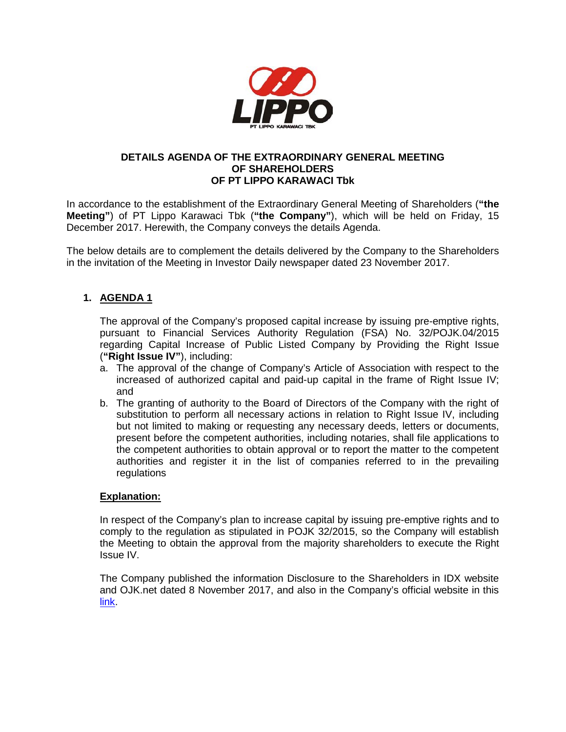# DETAILS AGENDA OF THE EXTRAORDINARY GENERAL MEETING OF SHAREHOLDERS OF PT LIPPO KARAWACI Tbk

In accordance to the establishment of the Extraordinary General Meeting of Shareholders (**"the Meeting"**) of PT Lippo Karawaci Tbk (**"the Company"**), which will be held on Friday, 15 December 2017. Herewith, the Company conveys the details Agenda.

The below details are to complement the details delivered by the Company to the Shareholders in the invitation of the Meeting in Investor Daily newspaper dated 23 November 2017.

## 1. AGENDA 1

The approval of the Company's proposed capital increase by issuing pre-emptive rights, pursuant to Financial Services Authority Regulation (FSA) No. 32/POJK.04/2015 regarding Capital Increase of Public Listed Company by Providing the Right Issue (**"Right Issue IV"**), including:

a. The approval of the change of Company's Article of Association with respect to the increased of authorized capital and paid-up capital in the frame of Right Issue IV; and
b. The granting of authority to the Board of Directors of the Company with the right of substitution to perform all necessary actions in relation to Right Issue IV, including but not limited to making or requesting any necessary deeds, letters or documents, present before the competent authorities, including notaries, shall file applications to the competent authorities to obtain approval or to report the matter to the competent authorities and register it in the list of companies referred to in the prevailing regulations

**Explanation:**

In respect of the Company's plan to increase capital by issuing pre-emptive rights and to comply to the regulation as stipulated in POJK 32/2015, so the Company will establish the Meeting to obtain the approval from the majority shareholders to execute the Right Issue IV.

The Company published the information Disclosure to the Shareholders in IDX website and OJK.net dated 8 November 2017, and also in the Company's official website in this link.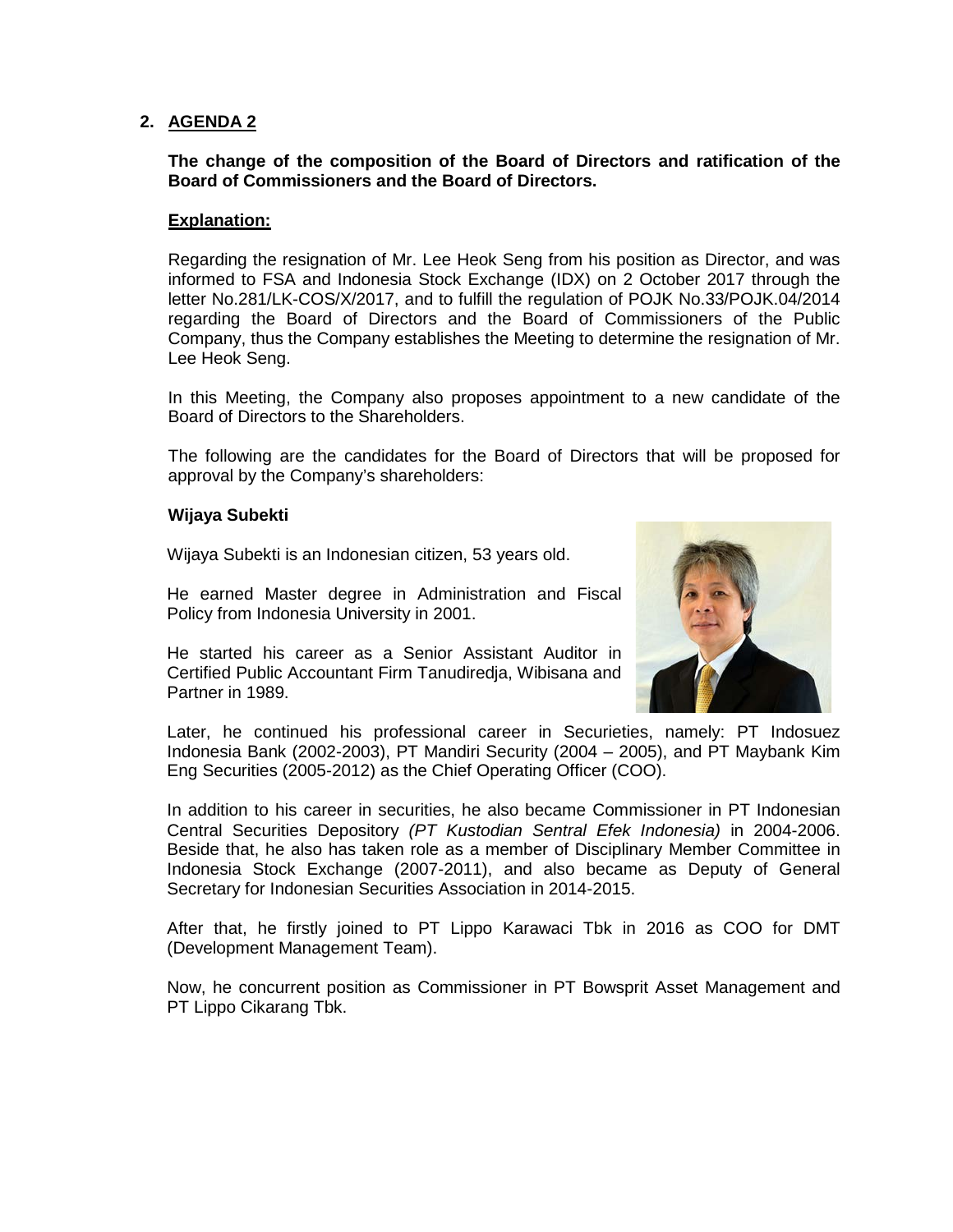## 2. AGENDA 2

**The change of the composition of the Board of Directors and ratification of the Board of Commissioners and the Board of Directors.**

**Explanation:**

Regarding the resignation of Mr. Lee Heok Seng from his position as Director, and was informed to FSA and Indonesia Stock Exchange (IDX) on 2 October 2017 through the letter No.281/LK-COS/X/2017, and to fulfill the regulation of POJK No.33/POJK.04/2014 regarding the Board of Directors and the Board of Commissioners of the Public Company, thus the Company establishes the Meeting to determine the resignation of Mr. Lee Heok Seng.

In this Meeting, the Company also proposes appointment to a new candidate of the Board of Directors to the Shareholders.

The following are the candidates for the Board of Directors that will be proposed for approval by the Company's shareholders:

**Wijaya Subekti**

Wijaya Subekti is an Indonesian citizen, 53 years old.

He earned Master degree in Administration and Fiscal Policy from Indonesia University in 2001.

He started his career as a Senior Assistant Auditor in Certified Public Accountant Firm Tanudiredja, Wibisana and Partner in 1989.

Later, he continued his professional career in Securieties, namely: PT Indosuez Indonesia Bank (2002-2003), PT Mandiri Security (2004 – 2005), and PT Maybank Kim Eng Securities (2005-2012) as the Chief Operating Officer (COO).

In addition to his career in securities, he also became Commissioner in PT Indonesian Central Securities Depository *(PT Kustodian Sentral Efek Indonesia)* in 2004-2006. Beside that, he also has taken role as a member of Disciplinary Member Committee in Indonesia Stock Exchange (2007-2011), and also became as Deputy of General Secretary for Indonesian Securities Association in 2014-2015.

After that, he firstly joined to PT Lippo Karawaci Tbk in 2016 as COO for DMT (Development Management Team).

Now, he concurrent position as Commissioner in PT Bowsprit Asset Management and PT Lippo Cikarang Tbk.